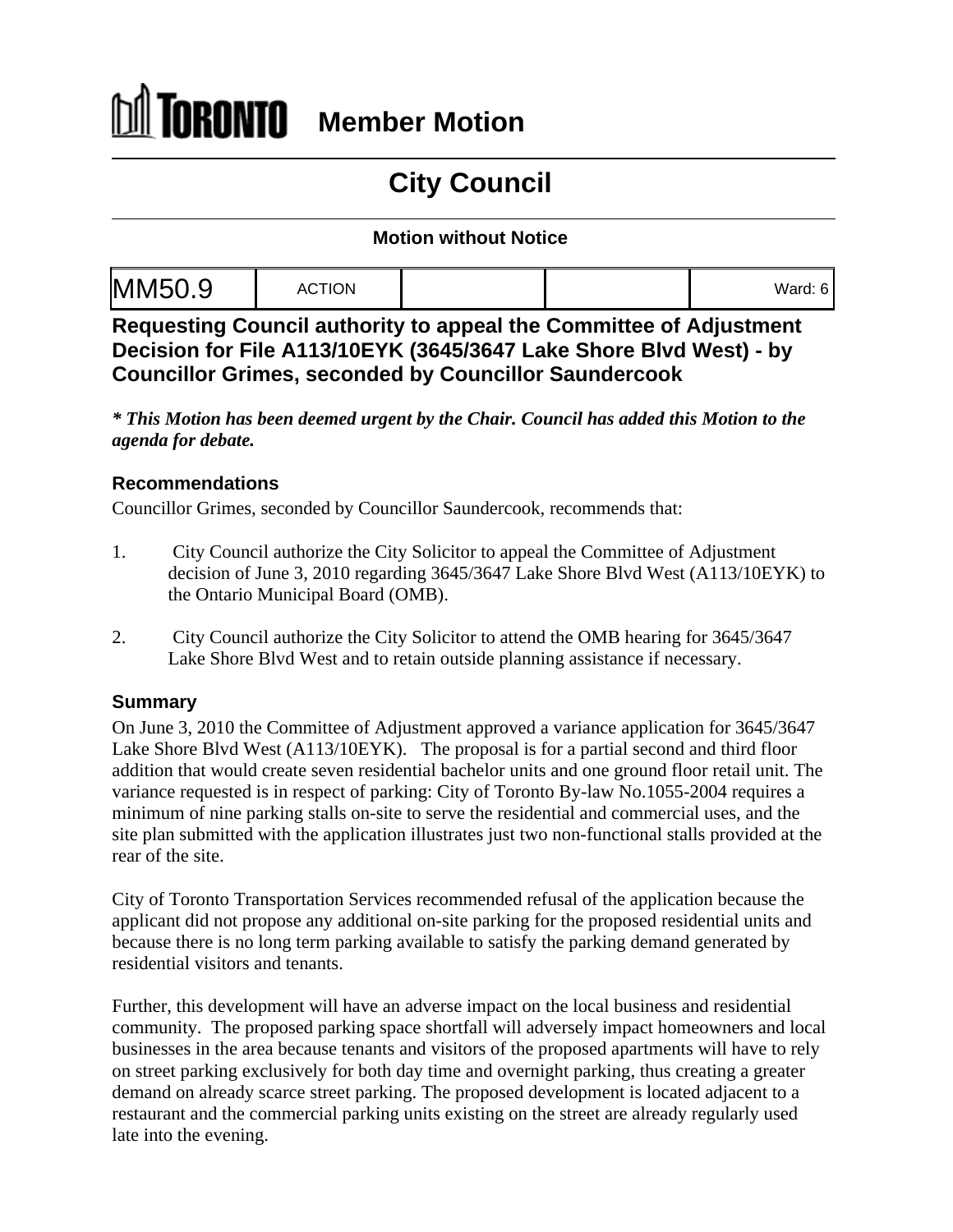# TORONTO Member Motion

## City Council

**Motion without Notice**

| MM50.9 | ACTION | | | Ward: 6 |
|---|---|---|---|---|

### Requesting Council authority to appeal the Committee of Adjustment Decision for File A113/10EYK (3645/3647 Lake Shore Blvd West) - by Councillor Grimes, seconded by Councillor Saundercook

***\* This Motion has been deemed urgent by the Chair. Council has added this Motion to the agenda for debate.***

### Recommendations

Councillor Grimes, seconded by Councillor Saundercook, recommends that:

1. City Council authorize the City Solicitor to appeal the Committee of Adjustment decision of June 3, 2010 regarding 3645/3647 Lake Shore Blvd West (A113/10EYK) to the Ontario Municipal Board (OMB).

2. City Council authorize the City Solicitor to attend the OMB hearing for 3645/3647 Lake Shore Blvd West and to retain outside planning assistance if necessary.

### Summary

On June 3, 2010 the Committee of Adjustment approved a variance application for 3645/3647 Lake Shore Blvd West (A113/10EYK). The proposal is for a partial second and third floor addition that would create seven residential bachelor units and one ground floor retail unit. The variance requested is in respect of parking: City of Toronto By-law No.1055-2004 requires a minimum of nine parking stalls on-site to serve the residential and commercial uses, and the site plan submitted with the application illustrates just two non-functional stalls provided at the rear of the site.

City of Toronto Transportation Services recommended refusal of the application because the applicant did not propose any additional on-site parking for the proposed residential units and because there is no long term parking available to satisfy the parking demand generated by residential visitors and tenants.

Further, this development will have an adverse impact on the local business and residential community. The proposed parking space shortfall will adversely impact homeowners and local businesses in the area because tenants and visitors of the proposed apartments will have to rely on street parking exclusively for both day time and overnight parking, thus creating a greater demand on already scarce street parking. The proposed development is located adjacent to a restaurant and the commercial parking units existing on the street are already regularly used late into the evening.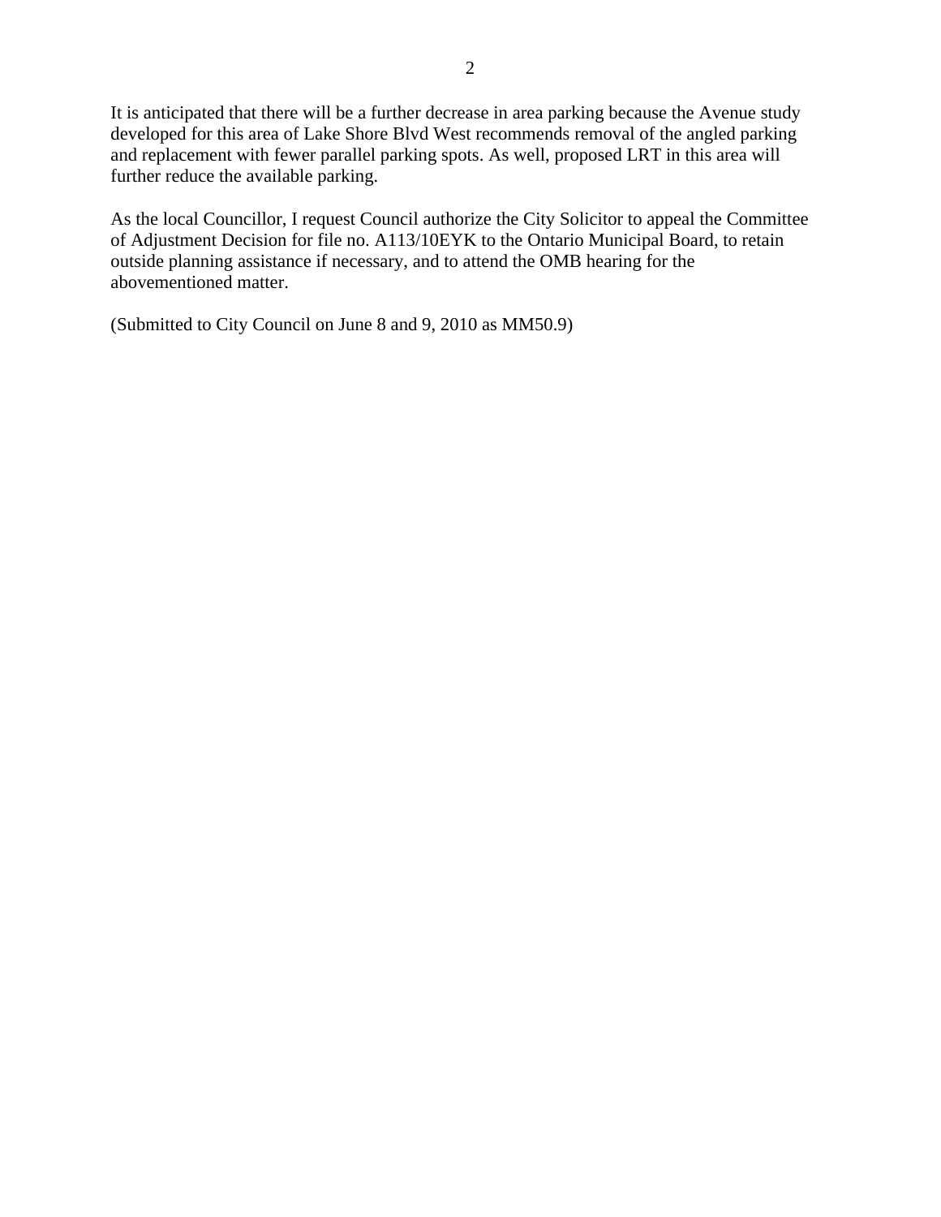It is anticipated that there will be a further decrease in area parking because the Avenue study developed for this area of Lake Shore Blvd West recommends removal of the angled parking and replacement with fewer parallel parking spots. As well, proposed LRT in this area will further reduce the available parking.

As the local Councillor, I request Council authorize the City Solicitor to appeal the Committee of Adjustment Decision for file no. A113/10EYK to the Ontario Municipal Board, to retain outside planning assistance if necessary, and to attend the OMB hearing for the abovementioned matter.

(Submitted to City Council on June 8 and 9, 2010 as MM50.9)